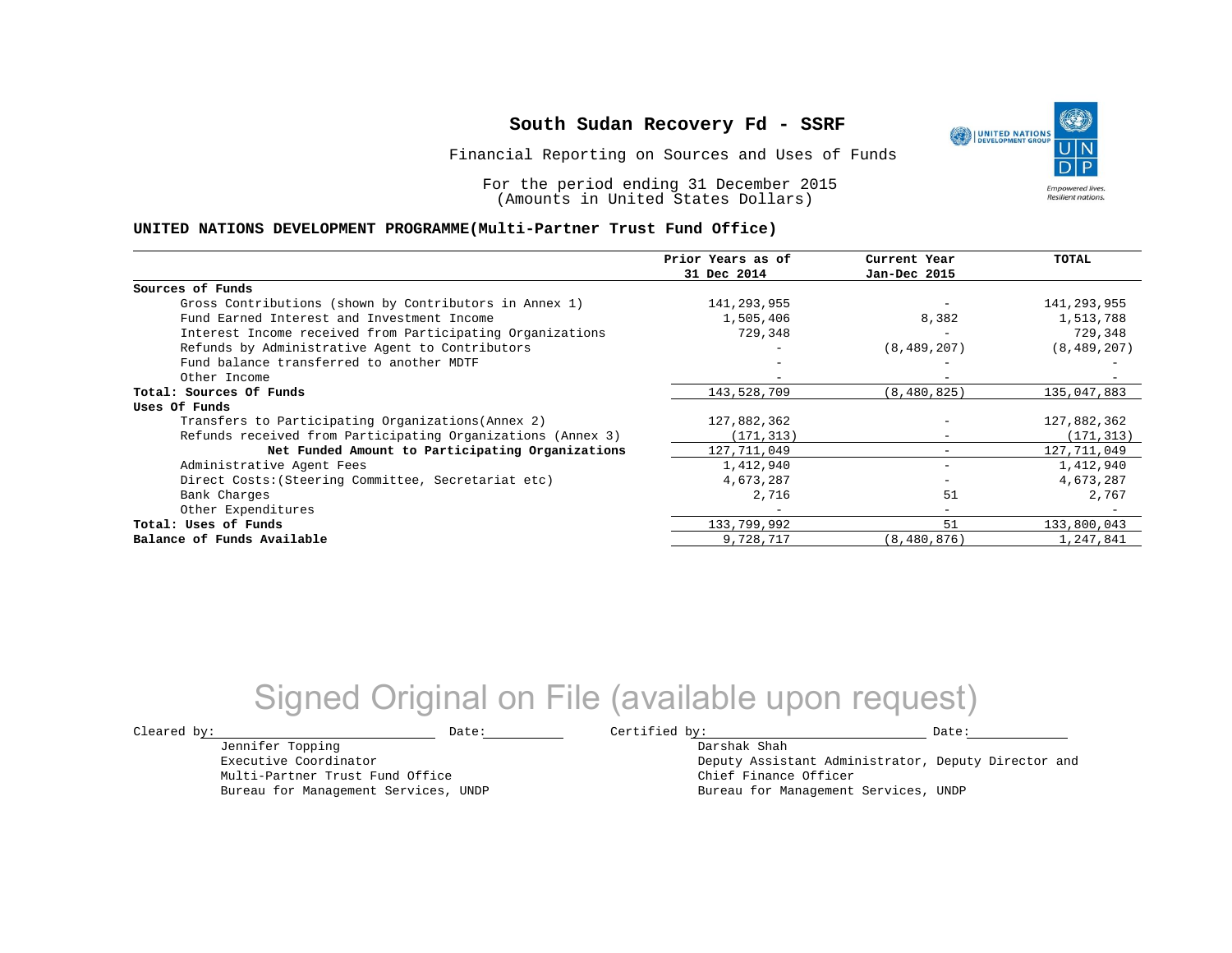# South Sudan Recovery Fd - SSRF

Financial Reporting on Sources and Uses of Funds

For the period ending 31 December 2015
(Amounts in United States Dollars)

**UNITED NATIONS DEVELOPMENT PROGRAMME(Multi-Partner Trust Fund Office)**

| | Prior Years as of 31 Dec 2014 | Current Year Jan-Dec 2015 | TOTAL |
|---|---|---|---|
| **Sources of Funds** | | | |
| Gross Contributions (shown by Contributors in Annex 1) | 141,293,955 | - | 141,293,955 |
| Fund Earned Interest and Investment Income | 1,505,406 | 8,382 | 1,513,788 |
| Interest Income received from Participating Organizations | 729,348 | - | 729,348 |
| Refunds by Administrative Agent to Contributors | - | (8,489,207) | (8,489,207) |
| Fund balance transferred to another MDTF | - | - | - |
| Other Income | - | - | - |
| **Total: Sources Of Funds** | 143,528,709 | (8,480,825) | 135,047,883 |
| **Uses Of Funds** | | | |
| Transfers to Participating Organizations(Annex 2) | 127,882,362 | - | 127,882,362 |
| Refunds received from Participating Organizations (Annex 3) | (171,313) | - | (171,313) |
| **Net Funded Amount to Participating Organizations** | 127,711,049 | - | 127,711,049 |
| Administrative Agent Fees | 1,412,940 | - | 1,412,940 |
| Direct Costs:(Steering Committee, Secretariat etc) | 4,673,287 | - | 4,673,287 |
| Bank Charges | 2,716 | 51 | 2,767 |
| Other Expenditures | - | - | - |
| **Total: Uses of Funds** | 133,799,992 | 51 | 133,800,043 |
| **Balance of Funds Available** | 9,728,717 | (8,480,876) | 1,247,841 |

Signed Original on File (available upon request)

Cleared by: \_\_\_\_\_\_\_\_\_\_ Date: \_\_\_\_\_\_\_\_\_\_
Jennifer Topping
Executive Coordinator
Multi-Partner Trust Fund Office
Bureau for Management Services, UNDP

Certified by: \_\_\_\_\_\_\_\_\_\_ Date: \_\_\_\_\_\_\_\_\_\_
Darshak Shah
Deputy Assistant Administrator, Deputy Director and
Chief Finance Officer
Bureau for Management Services, UNDP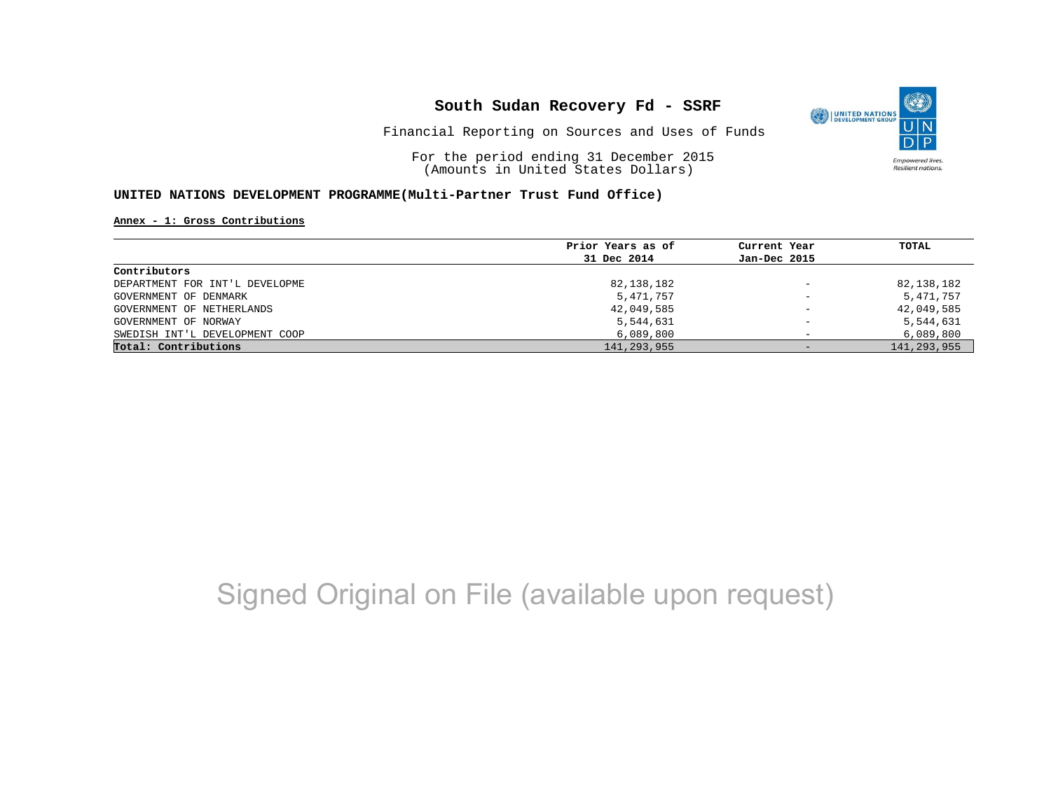# South Sudan Recovery Fd - SSRF

Financial Reporting on Sources and Uses of Funds

For the period ending 31 December 2015
(Amounts in United States Dollars)

**UNITED NATIONS DEVELOPMENT PROGRAMME(Multi-Partner Trust Fund Office)**

**Annex - 1: Gross Contributions**

| | Prior Years as of 31 Dec 2014 | Current Year Jan-Dec 2015 | TOTAL |
|---|---|---|---|
| **Contributors** | | | |
| DEPARTMENT FOR INT'L DEVELOPME | 82,138,182 | - | 82,138,182 |
| GOVERNMENT OF DENMARK | 5,471,757 | - | 5,471,757 |
| GOVERNMENT OF NETHERLANDS | 42,049,585 | - | 42,049,585 |
| GOVERNMENT OF NORWAY | 5,544,631 | - | 5,544,631 |
| SWEDISH INT'L DEVELOPMENT COOP | 6,089,800 | - | 6,089,800 |
| **Total: Contributions** | 141,293,955 | - | 141,293,955 |

Signed Original on File (available upon request)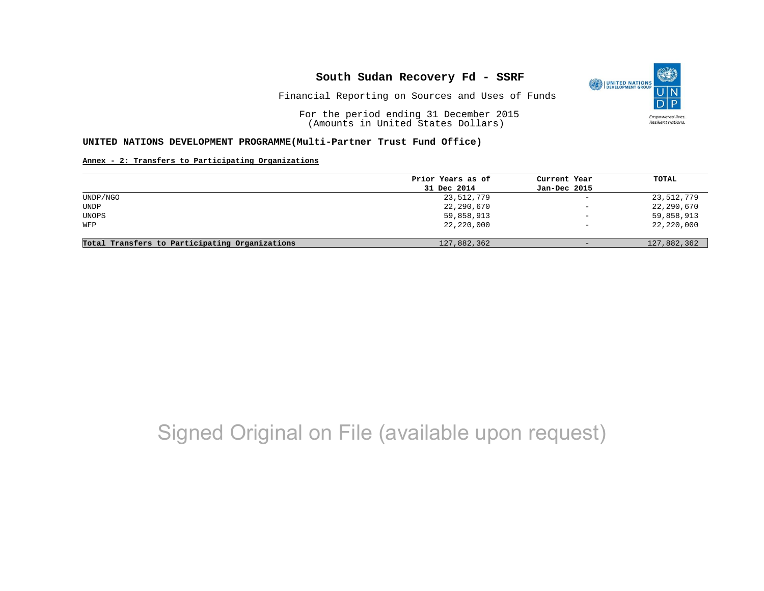# South Sudan Recovery Fd - SSRF

Financial Reporting on Sources and Uses of Funds

For the period ending 31 December 2015
(Amounts in United States Dollars)

**UNITED NATIONS DEVELOPMENT PROGRAMME(Multi-Partner Trust Fund Office)**

**Annex - 2: Transfers to Participating Organizations**

| | Prior Years as of 31 Dec 2014 | Current Year Jan-Dec 2015 | TOTAL |
|---|---|---|---|
| UNDP/NGO | 23,512,779 | - | 23,512,779 |
| UNDP | 22,290,670 | - | 22,290,670 |
| UNOPS | 59,858,913 | - | 59,858,913 |
| WFP | 22,220,000 | - | 22,220,000 |
| **Total Transfers to Participating Organizations** | 127,882,362 | - | 127,882,362 |

Signed Original on File (available upon request)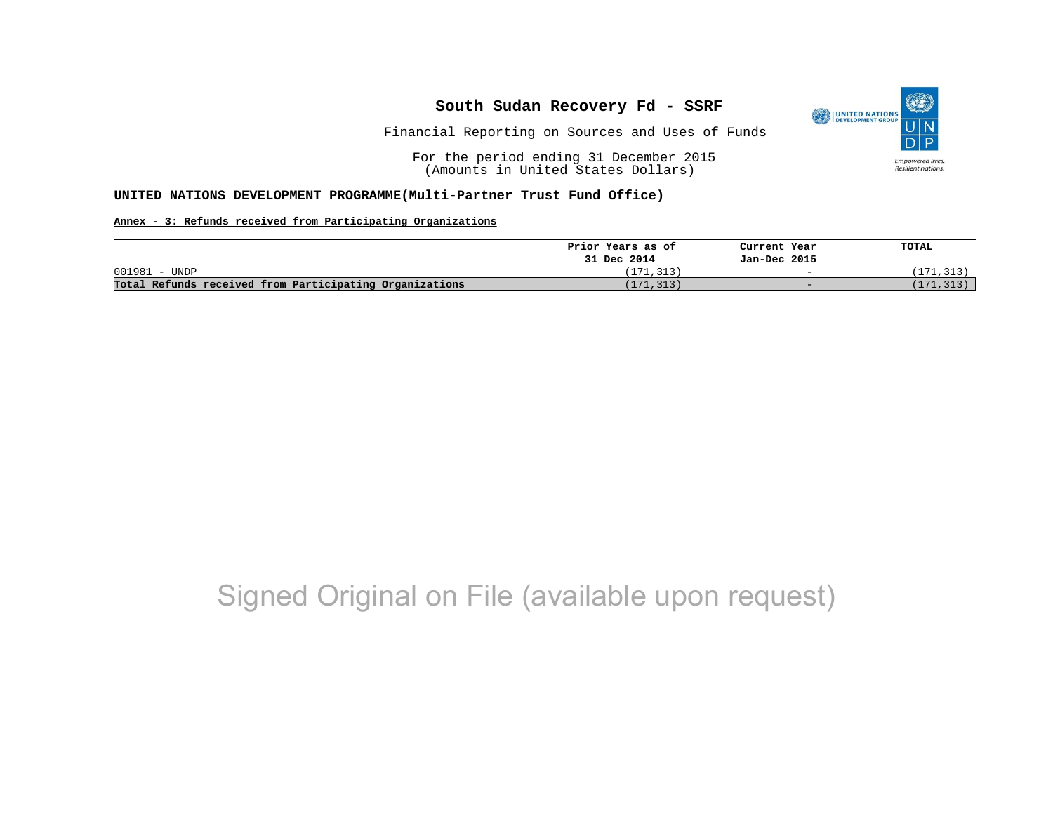# South Sudan Recovery Fd - SSRF

Financial Reporting on Sources and Uses of Funds

For the period ending 31 December 2015
(Amounts in United States Dollars)

**UNITED NATIONS DEVELOPMENT PROGRAMME(Multi-Partner Trust Fund Office)**

**Annex - 3: Refunds received from Participating Organizations**

| | Prior Years as of 31 Dec 2014 | Current Year Jan-Dec 2015 | TOTAL |
|---|---|---|---|
| 001981 - UNDP | (171,313) | - | (171,313) |
| **Total Refunds received from Participating Organizations** | (171,313) | - | (171,313) |

Signed Original on File (available upon request)